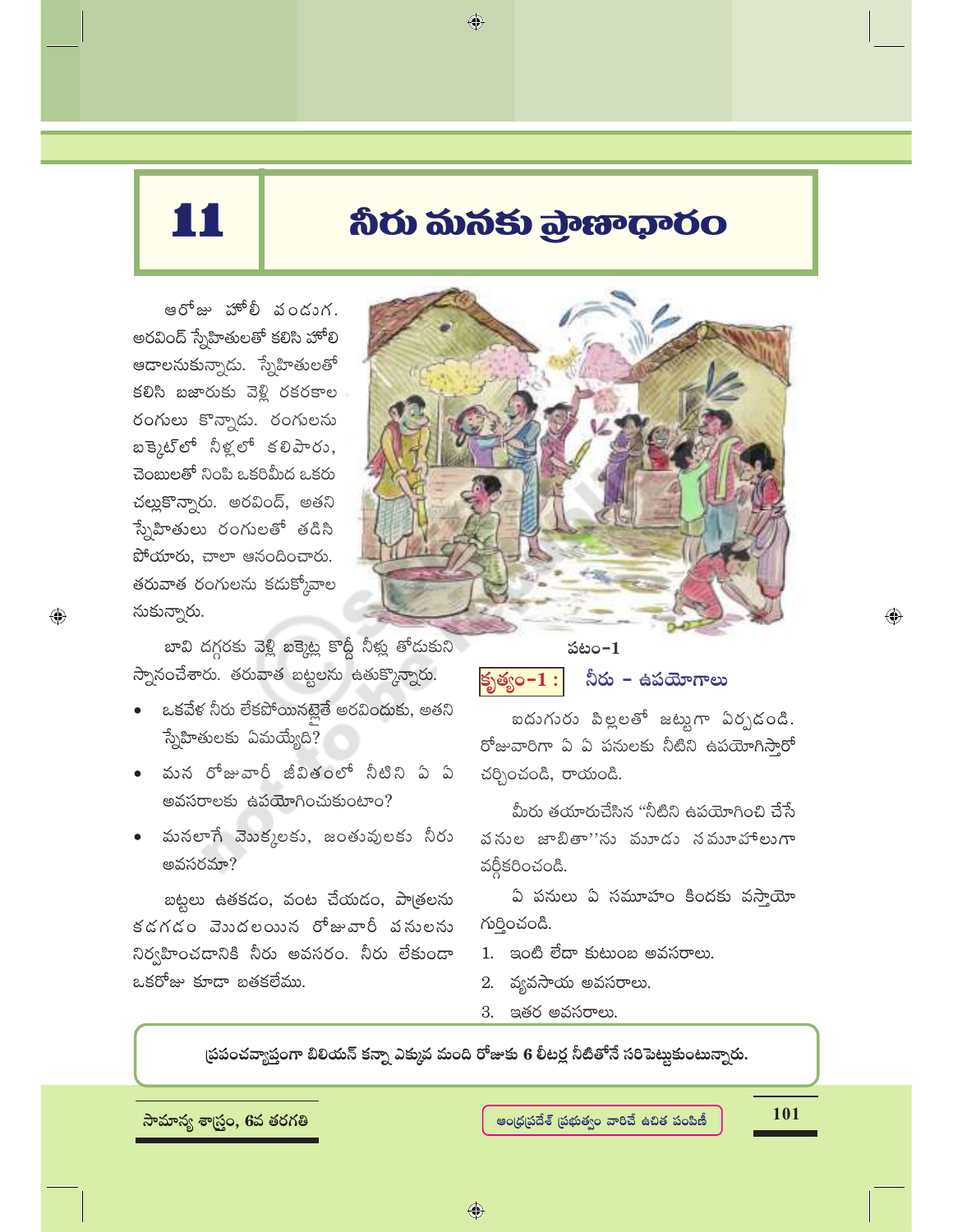# 11 నీరు మనకు ప్రాణాధారం

ఆరోజు హోలీ పండుగ. అరవింద్ స్నేహితులతో కలిసి హోలి ఆడాలనుకున్నాడు. స్నేహితులతో కలిసి బజారుకు వెళ్లి రకరకాల రంగులు కొన్నాడు. రంగులను బక్కెట్‌లో నీళ్లలో కలిపారు, చెంబులతో నింపి ఒకరిమీద ఒకరు చల్లుకొన్నారు. అరవింద్, అతని స్నేహితులు రంగులతో తడిసి పోయారు, చాలా ఆనందించారు. తరువాత రంగులను కడుక్కోవాలనుకున్నారు.

బావి దగ్గరకు వెళ్లి బక్కెట్ల కొద్దీ నీళ్లు తోడుకుని స్నానంచేశారు. తరువాత బట్టలను ఉతుక్కొన్నారు.

పటం-1

- ఒకవేళ నీరు లేకపోయినట్లైతే అరవిందుకు, అతని స్నేహితులకు ఏమయ్యేది?
- మన రోజువారీ జీవితంలో నీటిని ఏ ఏ అవసరాలకు ఉపయోగించుకుంటాం?
- మనలాగే మొక్కలకు, జంతువులకు నీరు అవసరమా?

బట్టలు ఉతకడం, వంట చేయడం, పాత్రలను కడగడం మొదలయిన రోజువారీ పనులను నిర్వహించడానికి నీరు అవసరం. నీరు లేకుండా ఒకరోజు కూడా బతకలేము.

**కృత్యం-1 : నీరు – ఉపయోగాలు**

ఐదుగురు పిల్లలతో జట్టుగా ఏర్పడండి. రోజువారిగా ఏ ఏ పనులకు నీటిని ఉపయోగిస్తారో చర్చించండి, రాయండి.

మీరు తయారుచేసిన "నీటిని ఉపయోగించి చేసే పనుల జాబితా"ను మూడు సమూహాలుగా వర్గీకరించండి.

ఏ పనులు ఏ సమూహం కిందకు వస్తాయో గుర్తించండి.

1. ఇంటి లేదా కుటుంబ అవసరాలు.
2. వ్యవసాయ అవసరాలు.
3. ఇతర అవసరాలు.

**ప్రపంచవ్యాప్తంగా బిలియన్ కన్నా ఎక్కువ మంది రోజుకు 6 లీటర్ల నీటితోనే సరిపెట్టుకుంటున్నారు.**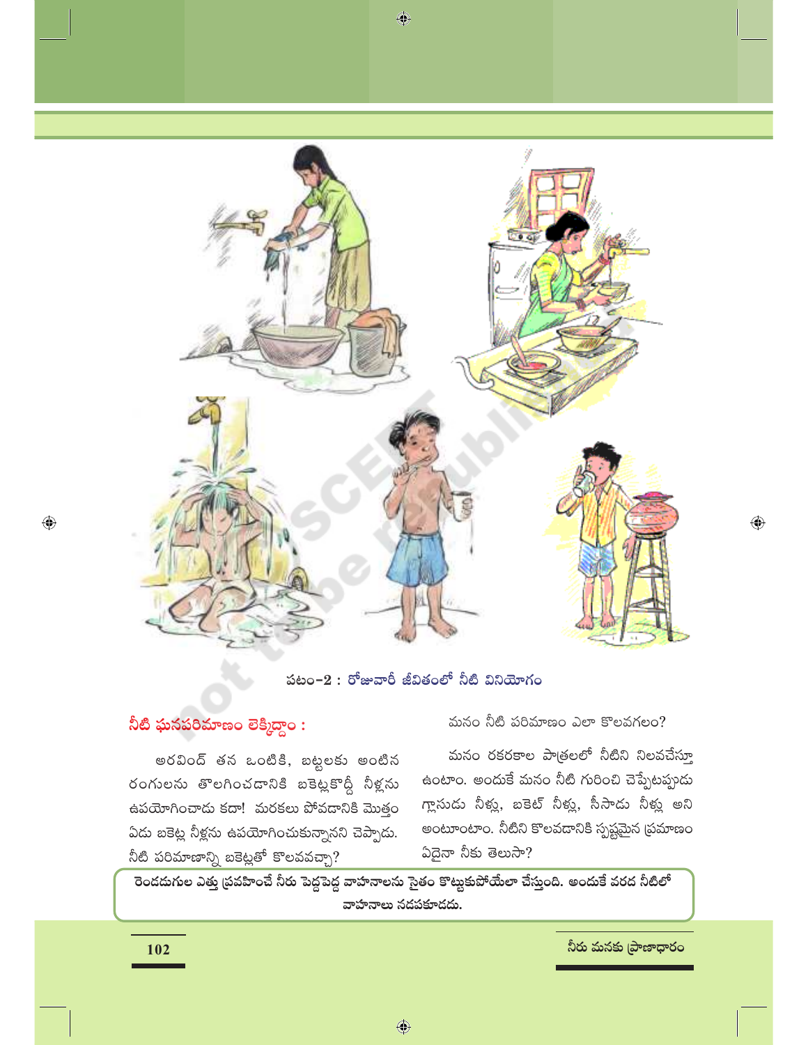పటం-2 : రోజువారీ జీవితంలో నీటి వినియోగం

### నీటి ఘనపరిమాణం లెక్కిద్దాం :

అరవింద్ తన ఒంటికి, బట్టలకు అంటిన రంగులను తొలగించడానికి బకెట్లకొద్దీ నీళ్లను ఉపయోగించాడు కదా! మరకలు పోవడానికి మొత్తం ఏడు బకెట్ల నీళ్లను ఉపయోగించుకున్నానని చెప్పాడు. నీటి పరిమాణాన్ని బకెట్లతో కొలవవచ్చా?

మనం నీటి పరిమాణం ఎలా కొలవగలం?

మనం రకరకాల పాత్రలలో నీటిని నిలవచేస్తూ ఉంటాం. అందుకే మనం నీటి గురించి చెప్పేటప్పుడు గ్లాసుడు నీళ్లు, బకెట్ నీళ్లు, సీసాడు నీళ్లు అని అంటూంటాం. నీటిని కొలవడానికి స్పష్టమైన ప్రమాణం ఏదైనా నీకు తెలుసా?

**రెండడుగుల ఎత్తు ప్రవహించే నీరు పెద్దపెద్ద వాహనాలను సైతం కొట్టుకుపోయేలా చేస్తుంది. అందుకే వరద నీటిలో వాహనాలు నడపకూడదు.**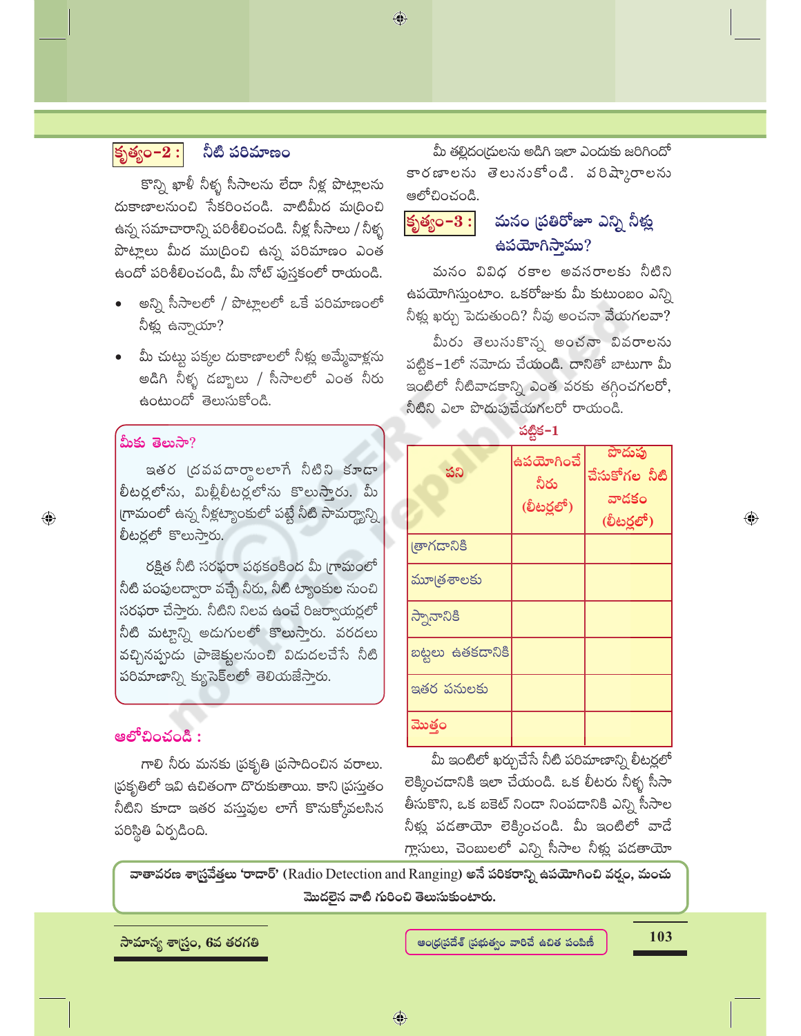### కృత్యం-2 : నీటి పరిమాణం

కొన్ని ఖాళీ నీళ్ళ సీసాలను లేదా నీళ్ల పొట్లాలను దుకాణాలనుంచి సేకరించండి. వాటిమీద ముద్రించి ఉన్న సమాచారాన్ని పరిశీలించండి. నీళ్ల సీసాలు / నీళ్ళ పొట్లాలు మీద ముద్రించి ఉన్న పరిమాణం ఎంత ఉందో పరిశీలించండి, మీ నోట్ పుస్తకంలో రాయండి.

- అన్ని సీసాలలో / పొట్లాలలో ఒకే పరిమాణంలో నీళ్లు ఉన్నాయా?
- మీ చుట్టు పక్కల దుకాణాలలో నీళ్లు అమ్మేవాళ్లను అడిగి నీళ్ళ డబ్బాలు / సీసాలలో ఎంత నీరు ఉంటుందో తెలుసుకోండి.

**మీకు తెలుసా?**

ఇతర ద్రవపదార్థాలలాగే నీటిని కూడా లీటర్లలోను, మిల్లీలీటర్లలోను కొలుస్తారు. మీ గ్రామంలో ఉన్న నీళ్లట్యాంకులో పట్టే నీటి సామర్థ్యాన్ని లీటర్లలో కొలుస్తారు.

రక్షిత నీటి సరఫరా పథకంకింద మీ గ్రామంలో నీటి పంపులద్వారా వచ్చే నీరు, నీటి ట్యాంకుల నుంచి సరఫరా చేస్తారు. నీటిని నిలవ ఉంచే రిజర్వాయర్లలో నీటి మట్టాన్ని అడుగులలో కొలుస్తారు. వరదలు వచ్చినప్పుడు ప్రాజెక్టులనుంచి విడుదలచేసే నీటి పరిమాణాన్ని క్యూసెక్‌లలో తెలియజేస్తారు.

**ఆలోచించండి :**

గాలి నీరు మనకు ప్రకృతి ప్రసాదించిన వరాలు. ప్రకృతిలో ఇవి ఉచితంగా దొరుకుతాయి. కాని ప్రస్తుతం నీటిని కూడా ఇతర వస్తువుల లాగే కొనుక్కోవలసిన పరిస్థితి ఏర్పడింది.

మీ తల్లిదండ్రులను అడిగి ఇలా ఎందుకు జరిగిందో కారణాలను తెలుసుకోండి. పరిష్కారాలను ఆలోచించండి.

### కృత్యం-3 : మనం ప్రతిరోజూ ఎన్ని నీళ్లు ఉపయోగిస్తాము?

మనం వివిధ రకాల అవసరాలకు నీటిని ఉపయోగిస్తుంటాం. ఒకరోజుకు మీ కుటుంబం ఎన్ని నీళ్లు ఖర్చు పెడుతుంది? నీవు అంచనా వేయగలవా?

మీరు తెలుసుకొన్న అంచనా వివరాలను పట్టిక-1లో నమోదు చేయండి. దానితో బాటుగా మీ ఇంటిలో నీటివాడకాన్ని ఎంత వరకు తగ్గించగలరో, నీటిని ఎలా పొదుపుచేయగలరో రాయండి.

**పట్టిక-1**

| పని | ఉపయోగించే నీరు (లీటర్లలో) | పొదుపు చేసుకోగల నీటి వాడకం (లీటర్లలో) |
|---|---|---|
| త్రాగడానికి | | |
| మూత్రశాలకు | | |
| స్నానానికి | | |
| బట్టలు ఉతకడానికి | | |
| ఇతర పనులకు | | |
| మొత్తం | | |

మీ ఇంటిలో ఖర్చుచేసే నీటి పరిమాణాన్ని లీటర్లలో లెక్కించడానికి ఇలా చేయండి. ఒక లీటరు నీళ్ళ సీసా తీసుకొని, ఒక బకెట్ నిండా నింపడానికి ఎన్ని సీసాల నీళ్లు పడతాయో లెక్కించండి. మీ ఇంటిలో వాడే గ్లాసులు, చెంబులలో ఎన్ని సీసాల నీళ్లు పడతాయో

**వాతావరణ శాస్త్రవేత్తలు 'రాడార్' (Radio Detection and Ranging) అనే పరికరాన్ని ఉపయోగించి వర్షం, మంచు మొదలైన వాటి గురించి తెలుసుకుంటారు.**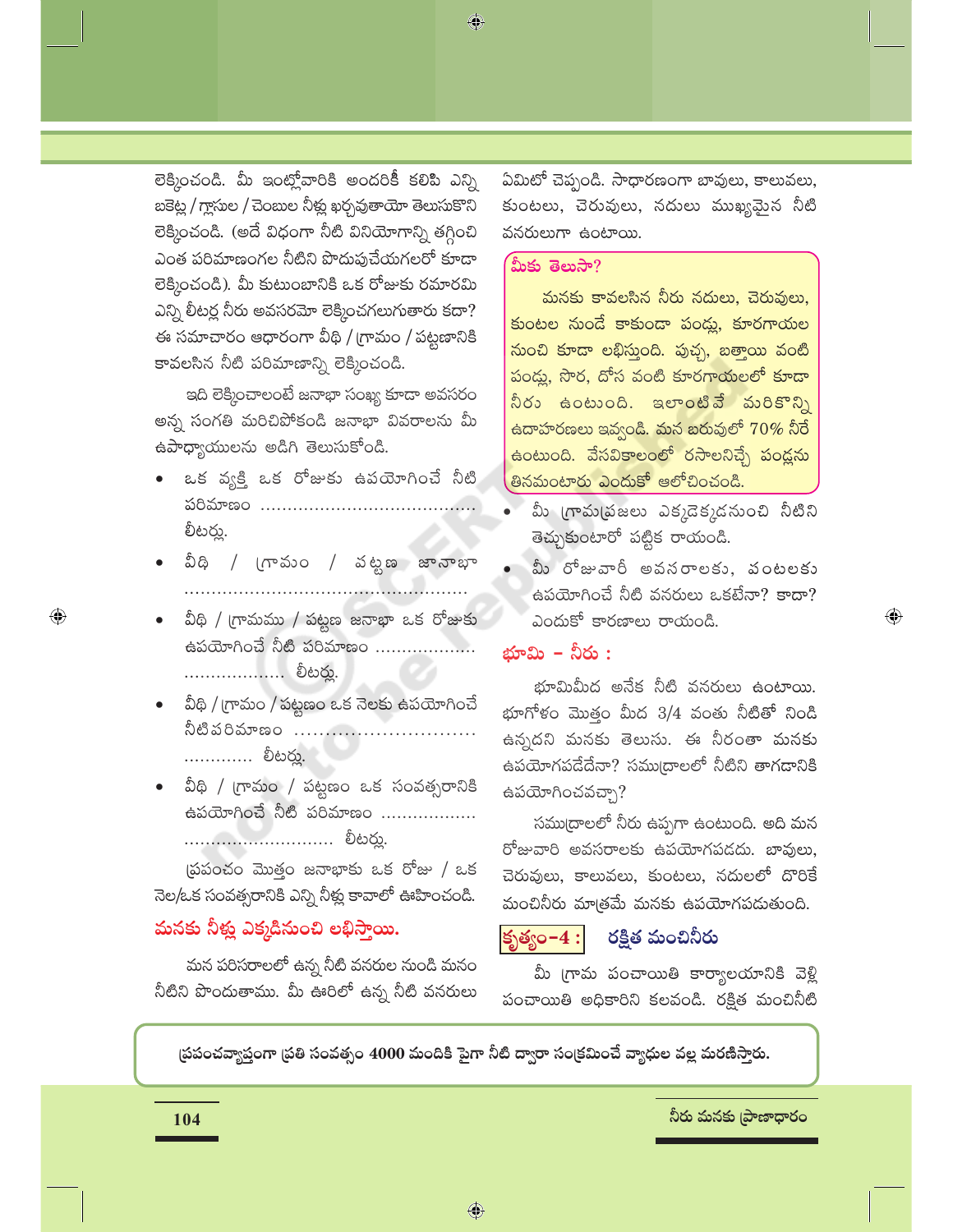లెక్కించండి. మీ ఇంట్లోవారికి అందరికీ కలిపి ఎన్ని బకెట్ల / గ్లాసుల / చెంబుల నీళ్లు ఖర్చవుతాయో తెలుసుకొని లెక్కించండి. (అదే విధంగా నీటి వినియోగాన్ని తగ్గించి ఎంత పరిమాణంగల నీటిని పొదుపుచేయగలరో కూడా లెక్కించండి). మీ కుటుంబానికి ఒక రోజుకు రమారమి ఎన్ని లీటర్ల నీరు అవసరమో లెక్కించగలుగుతారు కదా? ఈ సమాచారం ఆధారంగా వీధి / గ్రామం / పట్టణానికి కావలసిన నీటి పరిమాణాన్ని లెక్కించండి.

ఇది లెక్కించాలంటే జనాభా సంఖ్య కూడా అవసరం అన్న సంగతి మరిచిపోకండి జనాభా వివరాలను మీ ఉపాధ్యాయులను అడిగి తెలుసుకోండి.

- ఒక వ్యక్తి ఒక రోజుకు ఉపయోగించే నీటి పరిమాణం ....................................... లీటర్లు.
- వీధి / గ్రామం / పట్టణ జానాభా ....................................................
- వీధి / గ్రామము / పట్టణ జనాభా ఒక రోజుకు ఉపయోగించే నీటి పరిమాణం .................. .................. లీటర్లు.
- వీధి / గ్రామం / పట్టణం ఒక నెలకు ఉపయోగించే నీటిపరిమాణం ............................. ............. లీటర్లు.
- వీధి / గ్రామం / పట్టణం ఒక సంవత్సరానికి ఉపయోగించే నీటి పరిమాణం .................. ........................... లీటర్లు.

ప్రపంచం మొత్తం జనాభాకు ఒక రోజు / ఒక నెల/ఒక సంవత్సరానికి ఎన్ని నీళ్లు కావాలో ఊహించండి.

### మనకు నీళ్లు ఎక్కడినుంచి లభిస్తాయి.

మన పరిసరాలలో ఉన్న నీటి వనరుల నుండి మనం నీటిని పొందుతాము. మీ ఊరిలో ఉన్న నీటి వనరులు ఏమిటో చెప్పండి. సాధారణంగా బావులు, కాలువలు, కుంటలు, చెరువులు, నదులు ముఖ్యమైన నీటి వనరులుగా ఉంటాయి.

> **మీకు తెలుసా?**
>
> మనకు కావలసిన నీరు నదులు, చెరువులు, కుంటల నుండే కాకుండా పండ్లు, కూరగాయల నుంచి కూడా లభిస్తుంది. పుచ్చ, బత్తాయి వంటి పండ్లు, సొర, దోస వంటి కూరగాయలలో కూడా నీరు ఉంటుంది. ఇలాంటివే మరికొన్ని ఉదాహరణలు ఇవ్వండి. మన బరువులో 70% నీరే ఉంటుంది. వేసవికాలంలో రసాలనిచ్చే పండ్లను తినమంటారు ఎందుకో ఆలోచించండి.

- మీ గ్రామప్రజలు ఎక్కడెక్కడనుంచి నీటిని తెచ్చుకుంటారో పట్టిక రాయండి.
- మీ రోజువారీ అవసరాలకు, వంటలకు ఉపయోగించే నీటి వనరులు ఒకటేనా? కాదా? ఎందుకో కారణాలు రాయండి.

### భూమి – నీరు :

భూమిమీద అనేక నీటి వనరులు ఉంటాయి. భూగోళం మొత్తం మీద 3/4 వంతు నీటితో నిండి ఉన్నదని మనకు తెలుసు. ఈ నీరంతా మనకు ఉపయోగపడేదేనా? సముద్రాలలో నీటిని తాగడానికి ఉపయోగించవచ్చా?

సముద్రాలలో నీరు ఉప్పగా ఉంటుంది. అది మన రోజువారి అవసరాలకు ఉపయోగపడదు. బావులు, చెరువులు, కాలువలు, కుంటలు, నదులలో దొరికే మంచినీరు మాత్రమే మనకు ఉపయోగపడుతుంది.

### కృత్యం–4 : రక్షిత మంచినీరు

మీ గ్రామ పంచాయితి కార్యాలయానికి వెళ్లి పంచాయితి అధికారిని కలవండి. రక్షిత మంచినీటి

> ప్రపంచవ్యాప్తంగా ప్రతి సంవత్సరం 4000 మందికి పైగా నీటి ద్వారా సంక్రమించే వ్యాధుల వల్ల మరణిస్తారు.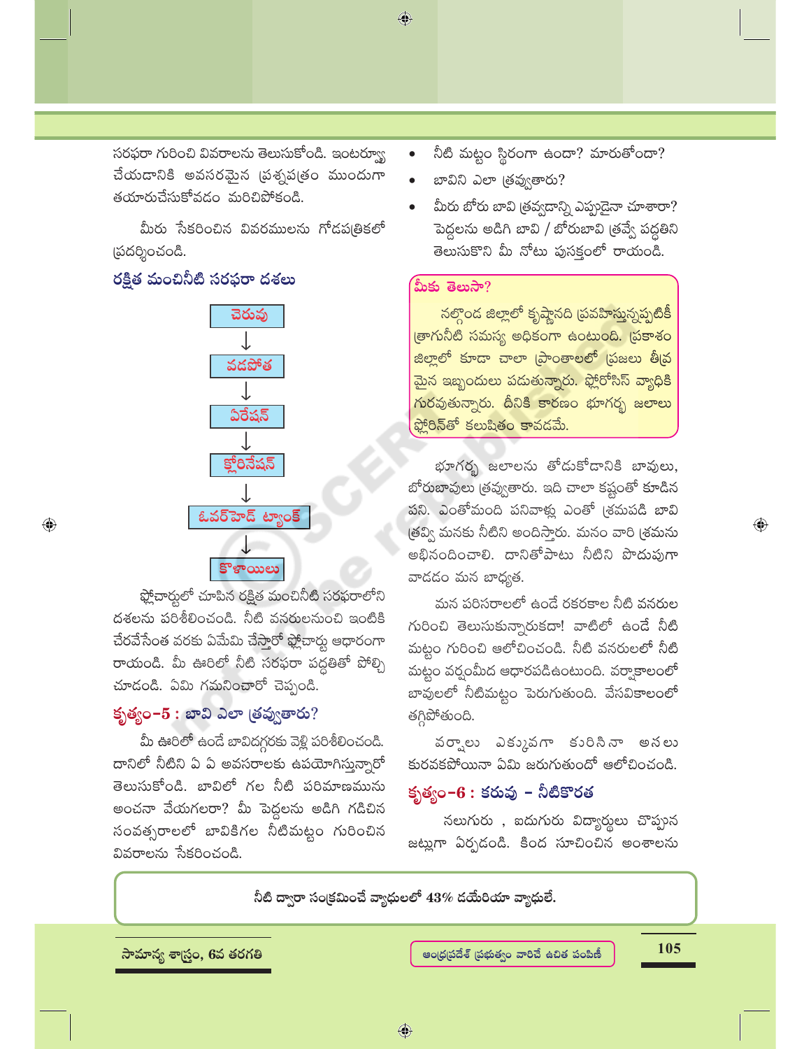సరఫరా గురించి వివరాలను తెలుసుకోండి. ఇంటర్వ్యూ చేయడానికి అవసరమైన ప్రశ్నపత్రం ముందుగా తయారుచేసుకోవడం మరిచిపోకండి.

మీరు సేకరించిన వివరములను గోడపత్రికలో ప్రదర్శించండి.

### రక్షిత మంచినీటి సరఫరా దశలు

చెరువు
↓
వడపోత
↓
ఏరేషన్
↓
క్లోరినేషన్
↓
ఓవర్‌హెడ్ ట్యాంక్
↓
కొళాయిలు

ఫ్లోచార్టులో చూపిన రక్షిత మంచినీటి సరఫరాలోని దశలను పరిశీలించండి. నీటి వనరులనుంచి ఇంటికి చేరవేసేంత వరకు ఏమేమి చేస్తారో ఫ్లోచార్టు ఆధారంగా రాయండి. మీ ఊరిలో నీటి సరఫరా పద్ధతితో పోల్చి చూడండి. ఏమి గమనించారో చెప్పండి.

### కృత్యం-5 : బావి ఎలా త్రవ్వుతారు?

మీ ఊరిలో ఉండే బావిదగ్గరకు వెళ్లి పరిశీలించండి. దానిలో నీటిని ఏ ఏ అవసరాలకు ఉపయోగిస్తున్నారో తెలుసుకోండి. బావిలో గల నీటి పరిమాణమును అంచనా వేయగలరా? మీ పెద్దలను అడిగి గడిచిన సంవత్సరాలలో బావికిగల నీటిమట్టం గురించిన వివరాలను సేకరించండి.

- నీటి మట్టం స్థిరంగా ఉందా? మారుతోందా?
- బావిని ఎలా త్రవ్వుతారు?
- మీరు బోరు బావి త్రవ్వడాన్ని ఎప్పుడైనా చూశారా? పెద్దలను అడిగి బావి / బోరుబావి త్రవ్వే పద్ధతిని తెలుసుకొని మీ నోటు పుస్తకంలో రాయండి.

**మీకు తెలుసా?**

నల్గొండ జిల్లాలో కృష్ణానది ప్రవహిస్తున్నప్పటికీ త్రాగునీటి సమస్య అధికంగా ఉంటుంది. ప్రకాశం జిల్లాలో కూడా చాలా ప్రాంతాలలో ప్రజలు తీవ్రమైన ఇబ్బందులు పడుతున్నారు. ఫ్లోరోసిస్ వ్యాధికి గురవుతున్నారు. దీనికి కారణం భూగర్భ జలాలు ఫ్లోరిన్‌తో కలుషితం కావడమే.

భూగర్భ జలాలను తోడుకోడానికి బావులు, బోరుబావులు త్రవ్వుతారు. ఇది చాలా కష్టంతో కూడిన పని. ఎంతోమంది పనివాళ్లు ఎంతో శ్రమపడి బావి త్రవ్వి మనకు నీటిని అందిస్తారు. మనం వారి శ్రమను అభినందించాలి. దానితోపాటు నీటిని పొదుపుగా వాడడం మన బాధ్యత.

మన పరిసరాలలో ఉండే రకరకాల నీటి వనరుల గురించి తెలుసుకున్నారుకదా! వాటిలో ఉండే నీటి మట్టం గురించి ఆలోచించండి. నీటి వనరులలో నీటి మట్టం వర్షంమీద ఆధారపడిఉంటుంది. వర్షాకాలంలో బావులలో నీటిమట్టం పెరుగుతుంది. వేసవికాలంలో తగ్గిపోతుంది.

వర్షాలు ఎక్కువగా కురిసినా అసలు కురవకపోయినా ఏమి జరుగుతుందో ఆలోచించండి.

### కృత్యం-6 : కరువు – నీటికొరత

నలుగురు , ఐదుగురు విద్యార్థులు చొప్పున జట్లుగా ఏర్పడండి. కింద సూచించిన అంశాలను

**నీటి ద్వారా సంక్రమించే వ్యాధులలో 43% డయేరియా వ్యాధులే.**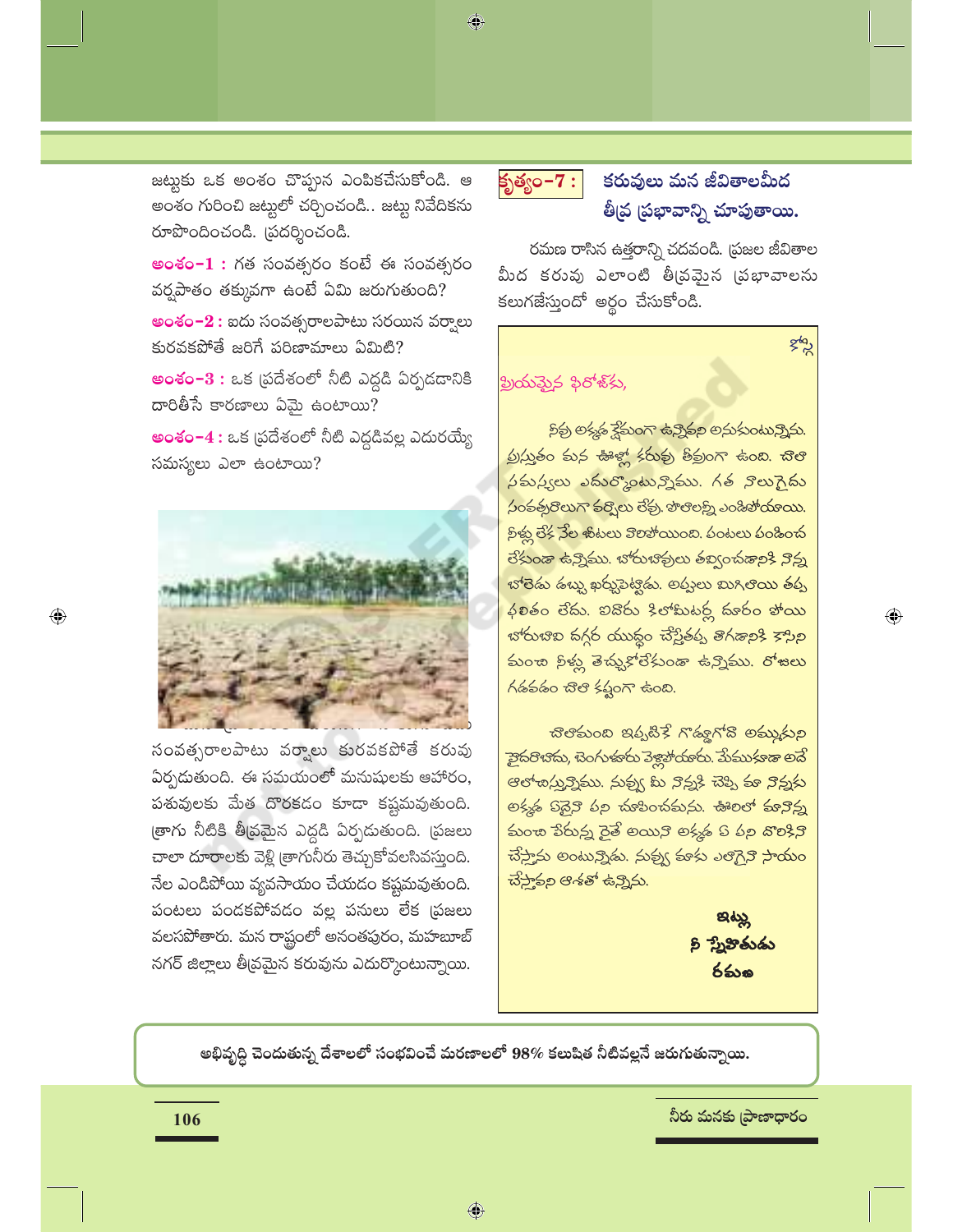జట్టుకు ఒక అంశం చొప్పున ఎంపికచేసుకోండి. ఆ అంశం గురించి జట్టులో చర్చించండి.. జట్టు నివేదికను రూపొందించండి. ప్రదర్శించండి.

**అంశం-1 :** గత సంవత్సరం కంటే ఈ సంవత్సరం వర్షపాతం తక్కువగా ఉంటే ఏమి జరుగుతుంది?

**అంశం-2 :** ఐదు సంవత్సరాలపాటు సరయిన వర్షాలు కురవకపోతే జరిగే పరిణామాలు ఏమిటి?

**అంశం-3 :** ఒక ప్రదేశంలో నీటి ఎద్దడి ఏర్పడడానికి దారితీసే కారణాలు ఏమై ఉంటాయి?

**అంశం-4 :** ఒక ప్రదేశంలో నీటి ఎద్దడివల్ల ఎదురయ్యే సమస్యలు ఎలా ఉంటాయి?

సంవత్సరాలపాటు వర్షాలు కురవకపోతే కరువు ఏర్పడుతుంది. ఈ సమయంలో మనుషులకు ఆహారం, పశువులకు మేత దొరకడం కూడా కష్టమవుతుంది. త్రాగు నీటికి తీవ్రమైన ఎద్దడి ఏర్పడుతుంది. ప్రజలు చాలా దూరాలకు వెళ్లి త్రాగునీరు తెచ్చుకోవలసివస్తుంది. నేల ఎండిపోయి వ్యవసాయం చేయడం కష్టమవుతుంది. పంటలు పండకపోవడం వల్ల పనులు లేక ప్రజలు వలసపోతారు. మన రాష్ట్రంలో అనంతపురం, మహబూబ్ నగర్ జిల్లాలు తీవ్రమైన కరువును ఎదుర్కొంటున్నాయి.

## కృత్యం-7 : కరువులు మన జీవితాలమీద తీవ్ర ప్రభావాన్ని చూపుతాయి.

రమణ రాసిన ఉత్తరాన్ని చదవండి. ప్రజల జీవితాల మీద కరువు ఎలాంటి తీవ్రమైన ప్రభావాలను కలుగజేస్తుందో అర్థం చేసుకోండి.

> కోస్గి
>
> ప్రియమైన ఫిరోజ్‌కు,
>
> నీవు అక్కడ క్షేమంగా ఉన్నావని అనుకుంటున్నాను. ప్రస్తుతం మన ఊళ్లో కరువు తీవ్రంగా ఉంది. చాలా సమస్యలు ఎదుర్కొంటున్నాము. గత నాలుగైదు సంవత్సరాలుగా వర్షాలు లేవు. చెరువులన్నీ ఎండిపోయాయి. నీళ్లు లేక నేల బీటలు వారిపోయింది. పంటలు పండించ లేకుండా ఉన్నాము. బోరుబావులు తవ్వించడానికి నాన్న బోలెడు డబ్బు ఖర్చుపెట్టాడు. అప్పులు మిగిలాయి తప్ప ఫలితం లేదు. ఐదారు కిలోమీటర్ల దూరం పోయి బోరుబావి దగ్గర యుద్ధం చేస్తేతప్ప తాగడానికి కాసిని మంచి నీళ్లు తెచ్చుకోలేకుండా ఉన్నాము. రోజులు గడవడం చాలా కష్టంగా ఉంది.
>
> చాలామంది ఇప్పటికే గొడ్డుగోదా అమ్ముకుని హైదరాబాదు, బెంగుళూరు వెళ్లిపోయారు. మేముకూడా అదే ఆలోచిస్తున్నాము. నువ్వు మీ నాన్నకి చెప్పి మా నాన్నకు అక్కడ ఏదైనా పని చూపించమను. ఊరిలో మానాన్న మంచి పేరున్న రైతే అయినా అక్కడ ఏ పని దొరికినా చేస్తాను అంటున్నాడు. నువ్వు మాకు ఎలాగైనా సాయం చేస్తావని ఆశతో ఉన్నాను.
>
> ఇట్లు
> నీ స్నేహితుడు
> రమణ

**అభివృద్ధి చెందుతున్న దేశాలలో సంభవించే మరణాలలో 98% కలుషిత నీటివల్లనే జరుగుతున్నాయి.**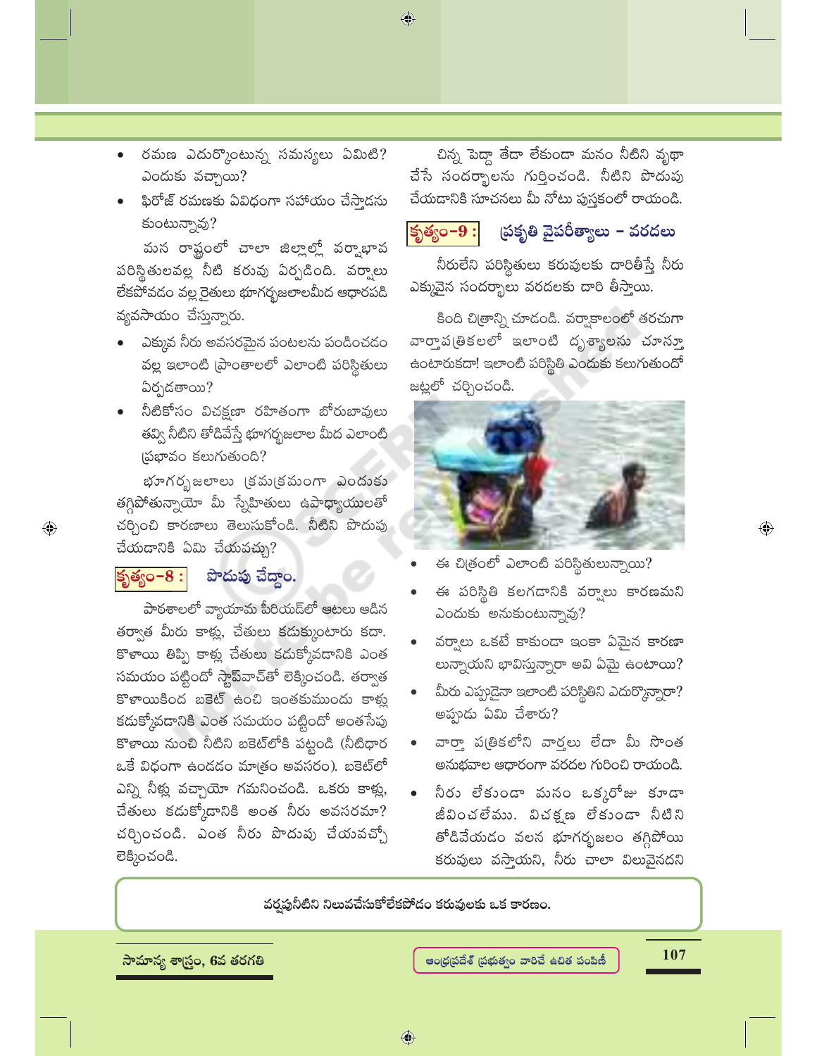- రమణ ఎదుర్కొంటున్న సమస్యలు ఏమిటి? ఎందుకు వచ్చాయి?
- ఫిరోజ్ రమణకు ఏవిధంగా సహాయం చేస్తాడను కుంటున్నావు?

మన రాష్ట్రంలో చాలా జిల్లాల్లో వర్షాభావ పరిస్థితులవల్ల నీటి కరువు ఏర్పడింది. వర్షాలు లేకపోవడం వల్ల రైతులు భూగర్భజలాలమీద ఆధారపడి వ్యవసాయం చేస్తున్నారు.

- ఎక్కువ నీరు అవసరమైన పంటలను పండించడం వల్ల ఇలాంటి ప్రాంతాలలో ఎలాంటి పరిస్థితులు ఏర్పడతాయి?
- నీటికోసం విచక్షణా రహితంగా బోరుబావులు తవ్వి నీటిని తోడివేస్తే భూగర్భజలాల మీద ఎలాంటి ప్రభావం కలుగుతుంది?

భూగర్భజలాలు క్రమక్రమంగా ఎందుకు తగ్గిపోతున్నాయో మీ స్నేహితులు ఉపాధ్యాయులతో చర్చించి కారణాలు తెలుసుకోండి. నీటిని పొదుపు చేయడానికి ఏమి చేయవచ్చు?

## కృత్యం-8 : పొదుపు చేద్దాం.

పాఠశాలలో వ్యాయామ పీరియడ్‌లో ఆటలు ఆడిన తర్వాత మీరు కాళ్ళు, చేతులు కడుక్కుంటారు కదా. కొళాయి తిప్పి కాళ్ళ చేతులు కడుక్కోవడానికి ఎంత సమయం పట్టిందో స్టాప్‌వాచ్‌తో లెక్కించండి. తర్వాత కొళాయికింద బకెట్ ఉంచి ఇంతకుముందు కాళ్ళ కడుక్కోవడానికి ఎంత సమయం పట్టిందో అంతసేపు కొళాయి నుంచి నీటిని బకెట్‌లోకి పట్టండి (నీటిధార ఒకే విధంగా ఉండడం మాత్రం అవసరం). బకెట్‌లో ఎన్ని నీళ్లు వచ్చాయో గమనించండి. ఒకరు కాళ్ళు, చేతులు కడుక్కోడానికి అంత నీరు అవసరమా? చర్చించండి. ఎంత నీరు పొదుపు చేయవచ్చో లెక్కించండి.

చిన్న పెద్దా తేడా లేకుండా మనం నీటిని వృథా చేసే సందర్భాలను గుర్తించండి. నీటిని పొదుపు చేయడానికి సూచనలు మీ నోటు పుస్తకంలో రాయండి.

## కృత్యం-9 : ప్రకృతి వైపరీత్యాలు – వరదలు

నీరులేని పరిస్థితులు కరువులకు దారితీస్తే నీరు ఎక్కువైన సందర్భాలు వరదలకు దారి తీస్తాయి.

కింది చిత్రాన్ని చూడండి. వర్షాకాలంలో తరచుగా వార్తాపత్రికలలో ఇలాంటి దృశ్యాలను చూస్తూ ఉంటారుకదా! ఇలాంటి పరిస్థితి ఎందుకు కలుగుతుందో జట్లలో చర్చించండి.

- ఈ చిత్రంలో ఎలాంటి పరిస్థితులున్నాయి?
- ఈ పరిస్థితి కలగడానికి వర్షాలు కారణమని ఎందుకు అనుకుంటున్నావు?
- వర్షాలు ఒకటే కాకుండా ఇంకా ఏమైన కారణా లున్నాయని భావిస్తున్నారా అవి ఏమై ఉంటాయి?
- మీరు ఎప్పుడైనా ఇలాంటి పరిస్థితిని ఎదుర్కొన్నారా? అప్పుడు ఏమి చేశారు?
- వార్తా పత్రికలోని వార్తలు లేదా మీ సొంత అనుభవాల ఆధారంగా వరదల గురించి రాయండి.
- నీరు లేకుండా మనం ఒక్కరోజు కూడా జీవించలేము. విచక్షణ లేకుండా నీటిని తోడివేయడం వలన భూగర్భజలం తగ్గిపోయి కరువులు వస్తాయని, నీరు చాలా విలువైనదని

**వర్షపునీటిని నిలువచేసుకోలేకపోడం కరువులకు ఒక కారణం.**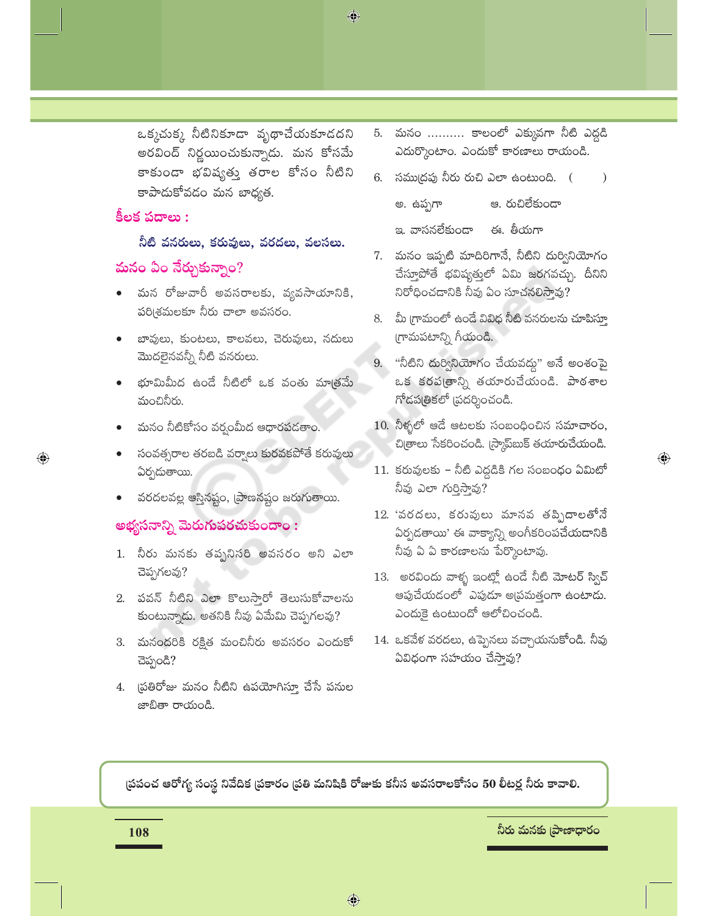ఒక్కచుక్క నీటినికూడా వృథాచేయకూడదని అరవింద్ నిర్ణయించుకున్నాడు. మన కోసమే కాకుండా భవిష్యత్తు తరాల కోసం నీటిని కాపాడుకోవడం మన బాధ్యత.

## కీలక పదాలు :

**నీటి వనరులు, కరువులు, వరదలు, వలసలు.**

## మనం ఏం నేర్చుకున్నాం?

- మన రోజువారీ అవసరాలకు, వ్యవసాయానికి, పరిశ్రమలకూ నీరు చాలా అవసరం.
- బావులు, కుంటలు, కాలవలు, చెరువులు, నదులు మొదలైనవన్నీ నీటి వనరులు.
- భూమిమీద ఉండే నీటిలో ఒక వంతు మాత్రమే మంచినీరు.
- మనం నీటికోసం వర్షంమీద ఆధారపడతాం.
- సంవత్సరాల తరబడి వర్షాలు కురవకపోతే కరువులు ఏర్పడుతాయి.
- వరదలవల్ల ఆస్తినష్టం, ప్రాణనష్టం జరుగుతాయి.

## అభ్యసనాన్ని మెరుగుపరచుకుందాం :

1. నీరు మనకు తప్పనిసరి అవసరం అని ఎలా చెప్పగలవు?
2. పవన్ నీటిని ఎలా కొలుస్తారో తెలుసుకోవాలను కుంటున్నాడు. అతనికి నీవు ఏమేమి చెప్పగలవు?
3. మనందరికి రక్షిత మంచినీరు అవసరం ఎందుకో చెప్పండి?
4. ప్రతిరోజు మనం నీటిని ఉపయోగిస్తూ చేసే పనుల జాబితా రాయండి.
5. మనం .......... కాలంలో ఎక్కువగా నీటి ఎద్దడి ఎదుర్కొంటాం. ఎందుకో కారణాలు రాయండి.
6. సముద్రపు నీరు రుచి ఎలా ఉంటుంది. (   )

   అ. ఉప్పగా    ఆ. రుచిలేకుండా

   ఇ. వాసనలేకుండా    ఈ. తీయగా
7. మనం ఇప్పటి మాదిరిగానే, నీటిని దుర్వినియోగం చేస్తూపోతే భవిష్యత్తులో ఏమి జరగవచ్చు. దీనిని నిరోధించడానికి నీవు ఏం సూచనలిస్తావు?
8. మీ గ్రామంలో ఉండే వివిధ నీటి వనరులను చూపిస్తూ గ్రామపటాన్ని గీయండి.
9. "నీటిని దుర్వినియోగం చేయవద్దు" అనే అంశంపై ఒక కరపత్రాన్ని తయారుచేయండి. పాఠశాల గోడపత్రికలో ప్రదర్శించండి.
10. నీళ్ళలో ఆడే ఆటలకు సంబంధించిన సమాచారం, చిత్రాలు సేకరించండి. స్క్రాప్‌బుక్ తయారుచేయండి.
11. కరువులకు – నీటి ఎద్దడికి గల సంబంధం ఏమిటో నీవు ఎలా గుర్తిస్తావు?
12. 'వరదలు, కరువులు మానవ తప్పిదాలతోనే ఏర్పడతాయి' ఈ వాక్యాన్ని అంగీకరింపచేయడానికి నీవు ఏ ఏ కారణాలను పేర్కొంటావు.
13. అరవిందు వాళ్ళ ఇంట్లో ఉండే నీటి మోటర్ స్విచ్ ఆపుచేయడంలో ఎపుడూ అప్రమత్తంగా ఉంటాడు. ఎందుకై ఉంటుందో ఆలోచించండి.
14. ఒకవేళ వరదలు, ఉప్పెనలు వచ్చాయనుకోండి. నీవు ఏవిధంగా సహాయం చేస్తావు?

**ప్రపంచ ఆరోగ్య సంస్థ నివేదిక ప్రకారం ప్రతి మనిషికి రోజుకు కనీస అవసరాలకోసం 50 లీటర్ల నీరు కావాలి.**